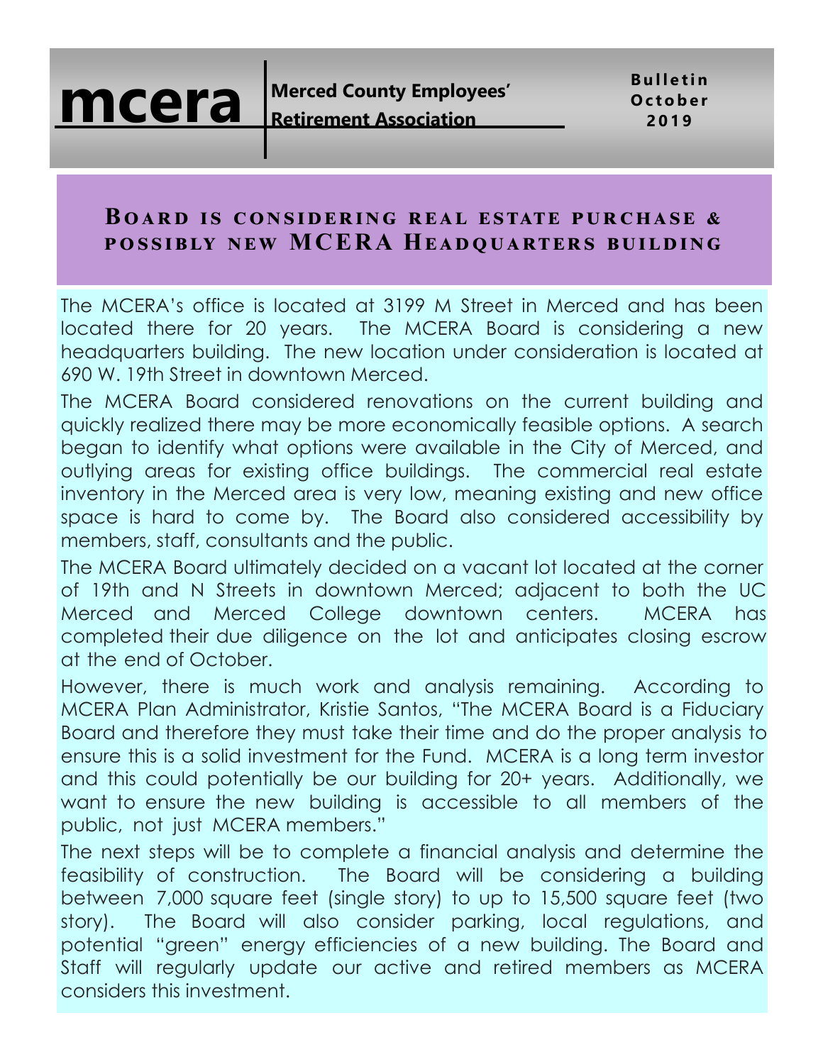**mcera** | **Merced County Employees' Retirement Association**

**Bulletin October 2019**

# Board is considering real estate purchase & possibly new MCERA Headquarters building

The MCERA's office is located at 3199 M Street in Merced and has been located there for 20 years. The MCERA Board is considering a new headquarters building. The new location under consideration is located at 690 W. 19th Street in downtown Merced.

The MCERA Board considered renovations on the current building and quickly realized there may be more economically feasible options. A search began to identify what options were available in the City of Merced, and outlying areas for existing office buildings. The commercial real estate inventory in the Merced area is very low, meaning existing and new office space is hard to come by. The Board also considered accessibility by members, staff, consultants and the public.

The MCERA Board ultimately decided on a vacant lot located at the corner of 19th and N Streets in downtown Merced; adjacent to both the UC Merced and Merced College downtown centers. MCERA has completed their due diligence on the lot and anticipates closing escrow at the end of October.

However, there is much work and analysis remaining. According to MCERA Plan Administrator, Kristie Santos, "The MCERA Board is a Fiduciary Board and therefore they must take their time and do the proper analysis to ensure this is a solid investment for the Fund. MCERA is a long term investor and this could potentially be our building for 20+ years. Additionally, we want to ensure the new building is accessible to all members of the public, not just MCERA members."

The next steps will be to complete a financial analysis and determine the feasibility of construction. The Board will be considering a building between 7,000 square feet (single story) to up to 15,500 square feet (two story). The Board will also consider parking, local regulations, and potential "green" energy efficiencies of a new building. The Board and Staff will regularly update our active and retired members as MCERA considers this investment.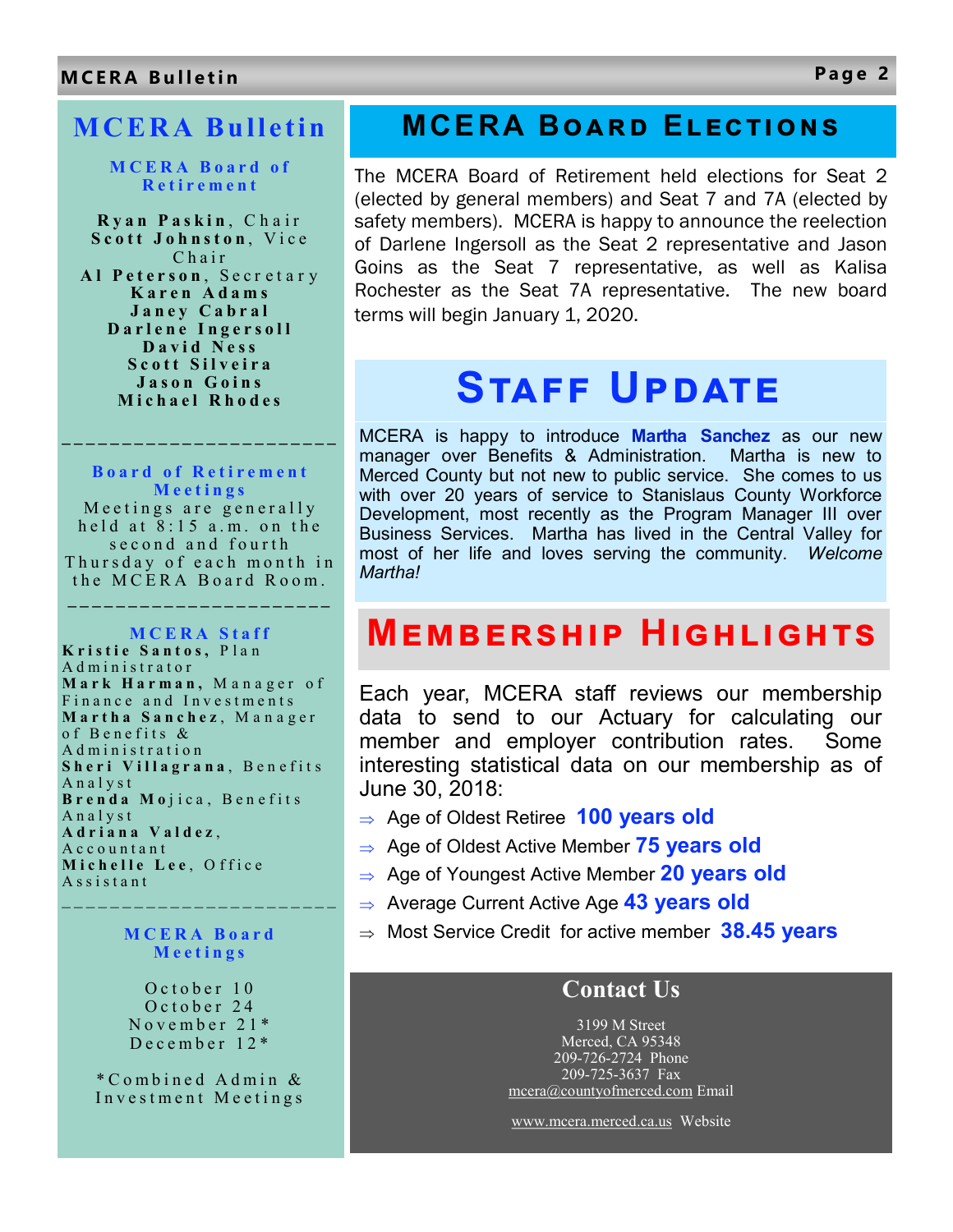## MCERA Bulletin

### MCERA Board of Retirement

**Ryan Paskin**, Chair
**Scott Johnston**, Vice Chair
**Al Peterson**, Secretary
**Karen Adams**
**Janey Cabral**
**Darlene Ingersoll**
**David Ness**
**Scott Silveira**
**Jason Goins**
**Michael Rhodes**

---

### Board of Retirement Meetings

Meetings are generally held at 8:15 a.m. on the second and fourth Thursday of each month in the MCERA Board Room.

---

### MCERA Staff

**Kristie Santos**, Plan Administrator
**Mark Harman,** Manager of Finance and Investments
**Martha Sanchez**, Manager of Benefits & Administration
**Sheri Villagrana**, Benefits Analyst
**Brenda Mojica**, Benefits Analyst
**Adriana Valdez**, Accountant
**Michelle Lee**, Office Assistant

---

### MCERA Board Meetings

October 10
October 24
November 21*
December 12*

*Combined Admin & Investment Meetings

## MCERA Board Elections

The MCERA Board of Retirement held elections for Seat 2 (elected by general members) and Seat 7 and 7A (elected by safety members). MCERA is happy to announce the reelection of Darlene Ingersoll as the Seat 2 representative and Jason Goins as the Seat 7 representative, as well as Kalisa Rochester as the Seat 7A representative. The new board terms will begin January 1, 2020.

## Staff Update

MCERA is happy to introduce **Martha Sanchez** as our new manager over Benefits & Administration. Martha is new to Merced County but not new to public service. She comes to us with over 20 years of service to Stanislaus County Workforce Development, most recently as the Program Manager III over Business Services. Martha has lived in the Central Valley for most of her life and loves serving the community. *Welcome Martha!*

## Membership Highlights

Each year, MCERA staff reviews our membership data to send to our Actuary for calculating our member and employer contribution rates. Some interesting statistical data on our membership as of June 30, 2018:

- Age of Oldest Retiree **100 years old**
- Age of Oldest Active Member **75 years old**
- Age of Youngest Active Member **20 years old**
- Average Current Active Age **43 years old**
- Most Service Credit for active member **38.45 years**

### Contact Us

3199 M Street
Merced, CA 95348
209-726-2724 Phone
209-725-3637 Fax
mcera@countyofmerced.com Email

www.mcera.merced.ca.us Website